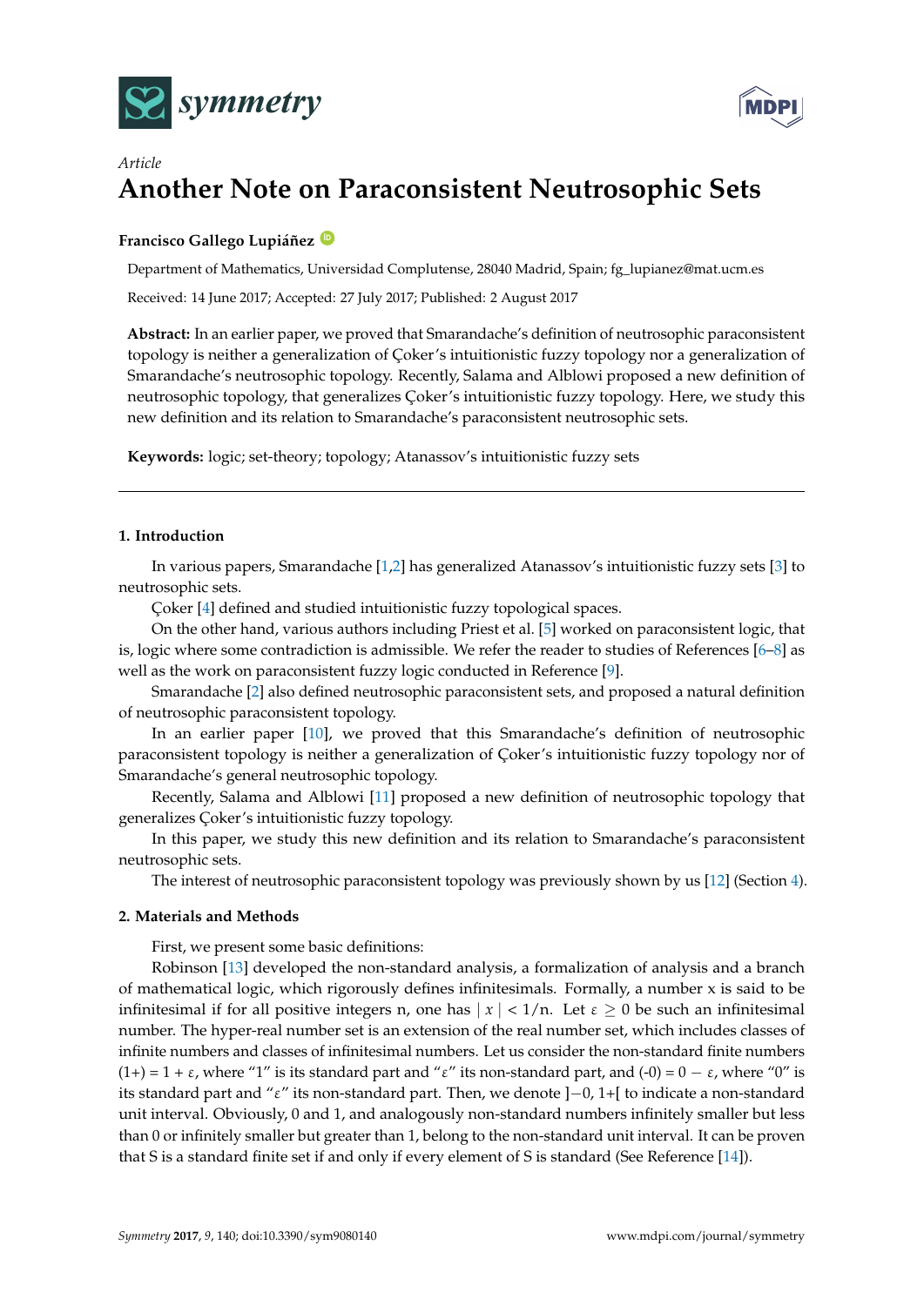Article

# Another Note on Paraconsistent Neutrosophic Sets

**Francisco Gallego Lupiáñez**

Department of Mathematics, Universidad Complutense, 28040 Madrid, Spain; fg_lupianez@mat.ucm.es

Received: 14 June 2017; Accepted: 27 July 2017; Published: 2 August 2017

**Abstract:** In an earlier paper, we proved that Smarandache's definition of neutrosophic paraconsistent topology is neither a generalization of Çoker's intuitionistic fuzzy topology nor a generalization of Smarandache's neutrosophic topology. Recently, Salama and Alblowi proposed a new definition of neutrosophic topology, that generalizes Çoker's intuitionistic fuzzy topology. Here, we study this new definition and its relation to Smarandache's paraconsistent neutrosophic sets.

**Keywords:** logic; set-theory; topology; Atanassov's intuitionistic fuzzy sets

## 1. Introduction

In various papers, Smarandache [1,2] has generalized Atanassov's intuitionistic fuzzy sets [3] to neutrosophic sets.

Çoker [4] defined and studied intuitionistic fuzzy topological spaces.

On the other hand, various authors including Priest et al. [5] worked on paraconsistent logic, that is, logic where some contradiction is admissible. We refer the reader to studies of References [6–8] as well as the work on paraconsistent fuzzy logic conducted in Reference [9].

Smarandache [2] also defined neutrosophic paraconsistent sets, and proposed a natural definition of neutrosophic paraconsistent topology.

In an earlier paper [10], we proved that this Smarandache's definition of neutrosophic paraconsistent topology is neither a generalization of Çoker's intuitionistic fuzzy topology nor of Smarandache's general neutrosophic topology.

Recently, Salama and Alblowi [11] proposed a new definition of neutrosophic topology that generalizes Çoker's intuitionistic fuzzy topology.

In this paper, we study this new definition and its relation to Smarandache's paraconsistent neutrosophic sets.

The interest of neutrosophic paraconsistent topology was previously shown by us [12] (Section 4).

## 2. Materials and Methods

First, we present some basic definitions:

Robinson [13] developed the non-standard analysis, a formalization of analysis and a branch of mathematical logic, which rigorously defines infinitesimals. Formally, a number x is said to be infinitesimal if for all positive integers n, one has $|x| < 1/n$. Let $\varepsilon \geq 0$ be such an infinitesimal number. The hyper-real number set is an extension of the real number set, which includes classes of infinite numbers and classes of infinitesimal numbers. Let us consider the non-standard finite numbers $(1+) = 1 + \varepsilon$, where "1" is its standard part and "$\varepsilon$" its non-standard part, and $(\text{-}0) = 0 - \varepsilon$, where "0" is its standard part and "$\varepsilon$" its non-standard part. Then, we denote $]{-0}, 1{+}[$ to indicate a non-standard unit interval. Obviously, 0 and 1, and analogously non-standard numbers infinitely smaller but less than 0 or infinitely smaller but greater than 1, belong to the non-standard unit interval. It can be proven that S is a standard finite set if and only if every element of S is standard (See Reference [14]).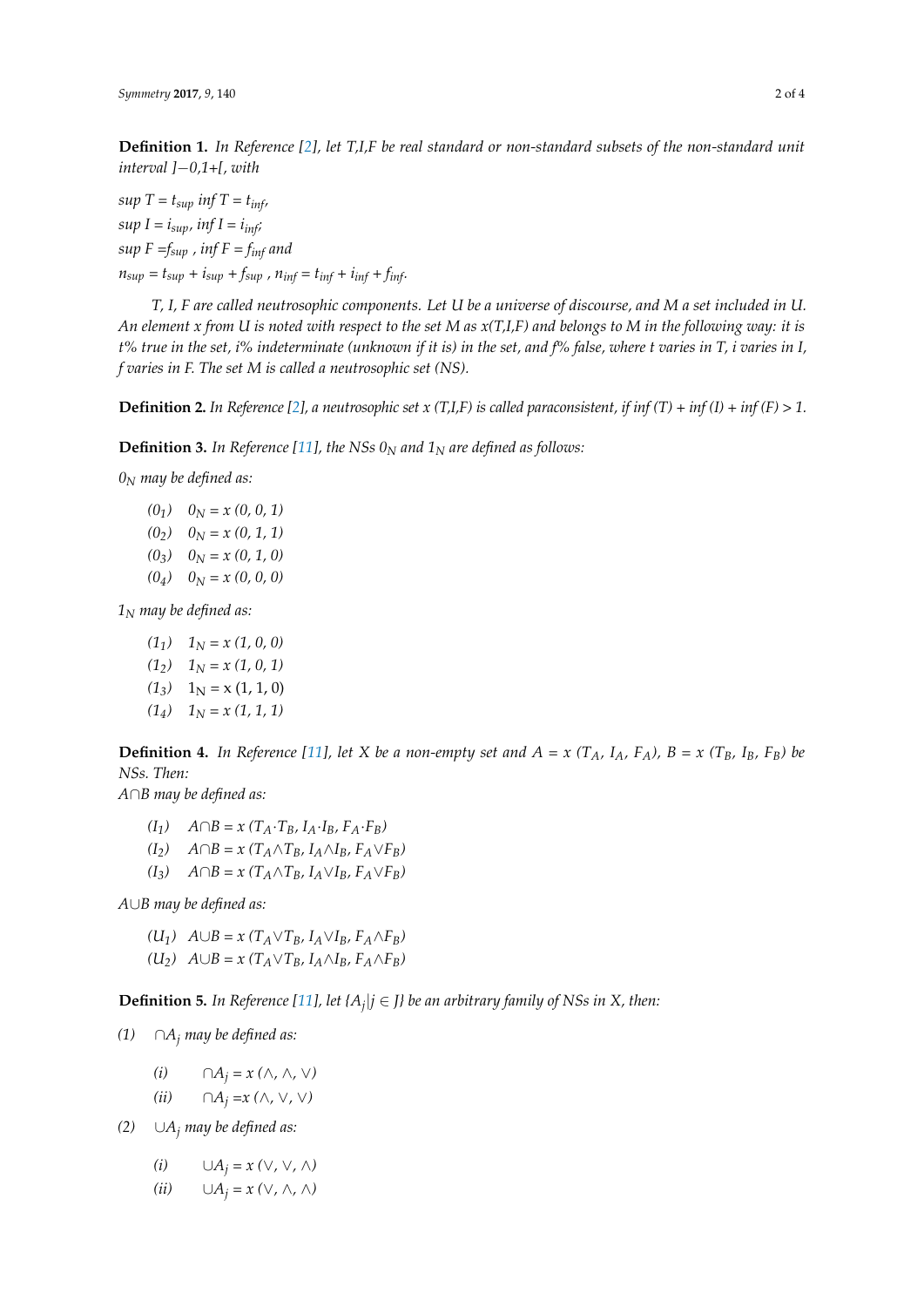**Definition 1.** *In Reference [2], let T,I,F be real standard or non-standard subsets of the non-standard unit interval ]−0,1+[, with*

*sup* $T = t_{sup}$ *inf* $T = t_{inf}$,

*sup* $I = i_{sup}$, *inf* $I = i_{inf}$;

*sup* $F = f_{sup}$ , *inf* $F = f_{inf}$ *and*

$n_{sup} = t_{sup} + i_{sup} + f_{sup}$ , $n_{inf} = t_{inf} + i_{inf} + f_{inf}$.

*T, I, F are called neutrosophic components. Let U be a universe of discourse, and M a set included in U. An element x from U is noted with respect to the set M as x(T,I,F) and belongs to M in the following way: it is t% true in the set, i% indeterminate (unknown if it is) in the set, and f% false, where t varies in T, i varies in I, f varies in F. The set M is called a neutrosophic set (NS).*

**Definition 2.** *In Reference [2], a neutrosophic set x (T,I,F) is called paraconsistent, if inf (T) + inf (I) + inf (F) > 1.*

**Definition 3.** *In Reference [11], the NSs* $0_N$ *and* $1_N$ *are defined as follows:*

$0_N$ *may be defined as:*

- $(0_1)$ $0_N = x\,(0, 0, 1)$
- $(0_2)$ $0_N = x\,(0, 1, 1)$
- $(0_3)$ $0_N = x\,(0, 1, 0)$
- $(0_4)$ $0_N = x\,(0, 0, 0)$

$1_N$ *may be defined as:*

- $(1_1)$ $1_N = x\,(1, 0, 0)$
- $(1_2)$ $1_N = x\,(1, 0, 1)$
- $(1_3)$ $1_N = x\,(1, 1, 0)$
- $(1_4)$ $1_N = x\,(1, 1, 1)$

**Definition 4.** *In Reference [11], let X be a non-empty set and* $A = x\,(T_A, I_A, F_A)$, $B = x\,(T_B, I_B, F_B)$ *be NSs. Then:*

$A \cap B$ *may be defined as:*

- $(I_1)$ $A \cap B = x\,(T_A \cdot T_B, I_A \cdot I_B, F_A \cdot F_B)$
- $(I_2)$ $A \cap B = x\,(T_A \wedge T_B, I_A \wedge I_B, F_A \vee F_B)$
- $(I_3)$ $A \cap B = x\,(T_A \wedge T_B, I_A \vee I_B, F_A \vee F_B)$

$A \cup B$ *may be defined as:*

- $(U_1)$ $A \cup B = x\,(T_A \vee T_B, I_A \vee I_B, F_A \wedge F_B)$
- $(U_2)$ $A \cup B = x\,(T_A \vee T_B, I_A \wedge I_B, F_A \wedge F_B)$

**Definition 5.** *In Reference [11], let* $\{A_j | j \in J\}$ *be an arbitrary family of NSs in X, then:*

(1) $\cap A_j$ *may be defined as:*

- (i) $\cap A_j = x\,(\wedge, \wedge, \vee)$
- (ii) $\cap A_j = x\,(\wedge, \vee, \vee)$

(2) $\cup A_j$ *may be defined as:*

- (i) $\cup A_j = x\,(\vee, \vee, \wedge)$
- (ii) $\cup A_j = x\,(\vee, \wedge, \wedge)$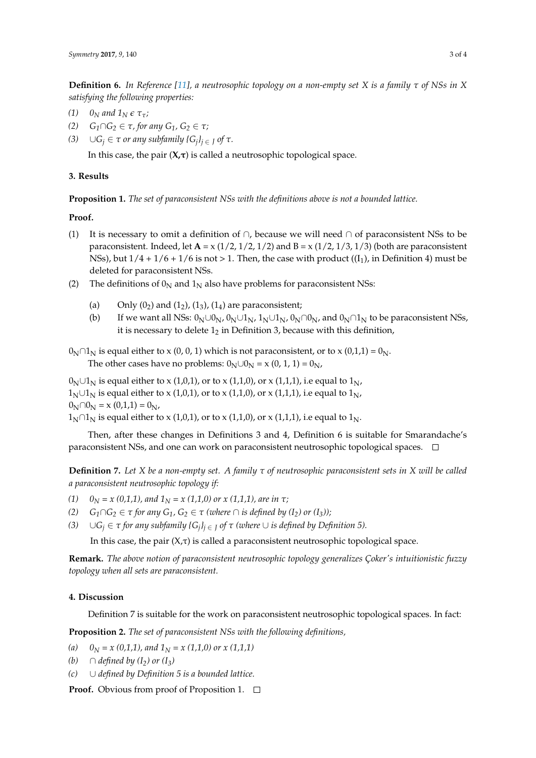**Definition 6.** *In Reference [11], a neutrosophic topology on a non-empty set X is a family τ of NSs in X satisfying the following properties:*

*(1)* $0_N$ *and* $1_N \epsilon\, \tau_\tau$*;*

*(2)* $G_1 \cap G_2 \in \tau$*, for any* $G_1, G_2 \in \tau$*;*

*(3)* $\cup G_j \in \tau$ *or any subfamily* $\{G_j\}_{j \in J}$ *of τ.*

In this case, the pair (**X,τ**) is called a neutrosophic topological space.

## 3. Results

**Proposition 1.** *The set of paraconsistent NSs with the definitions above is not a bounded lattice.*

**Proof.**

(1) It is necessary to omit a definition of ∩, because we will need ∩ of paraconsistent NSs to be paraconsistent. Indeed, let **A** = x (1/2, 1/2, 1/2) and B = x (1/2, 1/3, 1/3) (both are paraconsistent NSs), but 1/4 + 1/6 + 1/6 is not > 1. Then, the case with product (($I_1$), in Definition 4) must be deleted for paraconsistent NSs.

(2) The definitions of $0_N$ and $1_N$ also have problems for paraconsistent NSs:

   (a) Only ($0_2$) and ($1_2$), ($1_3$), ($1_4$) are paraconsistent;

   (b) If we want all NSs: $0_N \cup 0_N$, $0_N \cup 1_N$, $1_N \cup 1_N$, $0_N \cap 0_N$, and $0_N \cap 1_N$ to be paraconsistent NSs, it is necessary to delete $1_2$ in Definition 3, because with this definition,

$0_N \cap 1_N$ is equal either to x (0, 0, 1) which is not paraconsistent, or to x (0,1,1) = $0_N$.

The other cases have no problems: $0_N \cup 0_N$ = x (0, 1, 1) = $0_N$,

$0_N \cup 1_N$ is equal either to x (1,0,1), or to x (1,1,0), or x (1,1,1), i.e equal to $1_N$,

$1_N \cup 1_N$ is equal either to x (1,0,1), or to x (1,1,0), or x (1,1,1), i.e equal to $1_N$,

$0_N \cap 0_N$ = x (0,1,1) = $0_N$,

$1_N \cap 1_N$ is equal either to x (1,0,1), or to x (1,1,0), or x (1,1,1), i.e equal to $1_N$.

Then, after these changes in Definitions 3 and 4, Definition 6 is suitable for Smarandache's paraconsistent NSs, and one can work on paraconsistent neutrosophic topological spaces. □

**Definition 7.** *Let X be a non-empty set. A family τ of neutrosophic paraconsistent sets in X will be called a paraconsistent neutrosophic topology if:*

*(1)* $0_N$ *= x (0,1,1), and* $1_N$ *= x (1,1,0) or x (1,1,1), are in τ;*

*(2)* $G_1 \cap G_2 \in \tau$ *for any* $G_1, G_2 \in \tau$ *(where ∩ is defined by (*$I_2$*) or (*$I_3$*));*

*(3)* $\cup G_j \in \tau$ *for any subfamily* $\{G_j\}_{j \in J}$ *of τ (where ∪ is defined by Definition 5).*

In this case, the pair (X,τ) is called a paraconsistent neutrosophic topological space.

**Remark.** *The above notion of paraconsistent neutrosophic topology generalizes Çoker's intuitionistic fuzzy topology when all sets are paraconsistent.*

## 4. Discussion

Definition 7 is suitable for the work on paraconsistent neutrosophic topological spaces. In fact:

**Proposition 2.** *The set of paraconsistent NSs with the following definitions,*

*(a)* $0_N$ *= x (0,1,1), and* $1_N$ *= x (1,1,0) or x (1,1,1)*

*(b) ∩ defined by (*$I_2$*) or (*$I_3$*)*

*(c) ∪ defined by Definition 5 is a bounded lattice.*

**Proof.** Obvious from proof of Proposition 1. □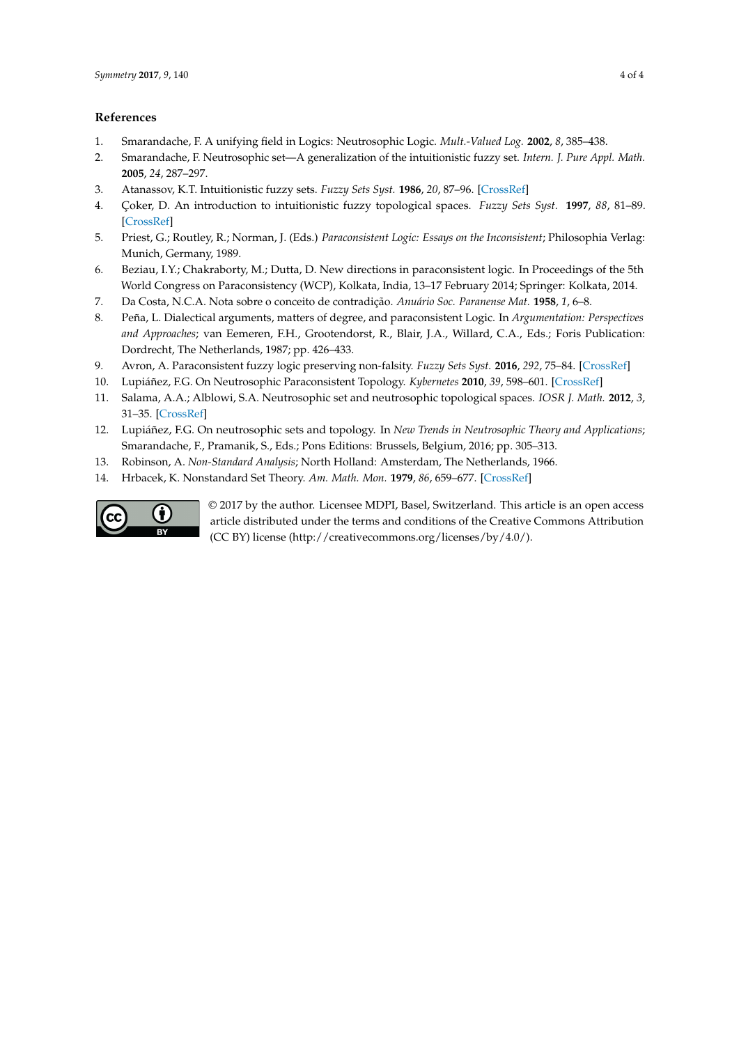## References

1. Smarandache, F. A unifying field in Logics: Neutrosophic Logic. *Mult.-Valued Log.* **2002**, *8*, 385–438.
2. Smarandache, F. Neutrosophic set—A generalization of the intuitionistic fuzzy set. *Intern. J. Pure Appl. Math.* **2005**, *24*, 287–297.
3. Atanassov, K.T. Intuitionistic fuzzy sets. *Fuzzy Sets Syst.* **1986**, *20*, 87–96. [CrossRef]
4. Çoker, D. An introduction to intuitionistic fuzzy topological spaces. *Fuzzy Sets Syst.* **1997**, *88*, 81–89. [CrossRef]
5. Priest, G.; Routley, R.; Norman, J. (Eds.) *Paraconsistent Logic: Essays on the Inconsistent*; Philosophia Verlag: Munich, Germany, 1989.
6. Beziau, I.Y.; Chakraborty, M.; Dutta, D. New directions in paraconsistent logic. In Proceedings of the 5th World Congress on Paraconsistency (WCP), Kolkata, India, 13–17 February 2014; Springer: Kolkata, 2014.
7. Da Costa, N.C.A. Nota sobre o conceito de contradição. *Anuário Soc. Paranense Mat.* **1958**, *1*, 6–8.
8. Peña, L. Dialectical arguments, matters of degree, and paraconsistent Logic. In *Argumentation: Perspectives and Approaches*; van Eemeren, F.H., Grootendorst, R., Blair, J.A., Willard, C.A., Eds.; Foris Publication: Dordrecht, The Netherlands, 1987; pp. 426–433.
9. Avron, A. Paraconsistent fuzzy logic preserving non-falsity. *Fuzzy Sets Syst.* **2016**, *292*, 75–84. [CrossRef]
10. Lupiáñez, F.G. On Neutrosophic Paraconsistent Topology. *Kybernetes* **2010**, *39*, 598–601. [CrossRef]
11. Salama, A.A.; Alblowi, S.A. Neutrosophic set and neutrosophic topological spaces. *IOSR J. Math.* **2012**, *3*, 31–35. [CrossRef]
12. Lupiáñez, F.G. On neutrosophic sets and topology. In *New Trends in Neutrosophic Theory and Applications*; Smarandache, F., Pramanik, S., Eds.; Pons Editions: Brussels, Belgium, 2016; pp. 305–313.
13. Robinson, A. *Non-Standard Analysis*; North Holland: Amsterdam, The Netherlands, 1966.
14. Hrbacek, K. Nonstandard Set Theory. *Am. Math. Mon.* **1979**, *86*, 659–677. [CrossRef]

© 2017 by the author. Licensee MDPI, Basel, Switzerland. This article is an open access article distributed under the terms and conditions of the Creative Commons Attribution (CC BY) license (http://creativecommons.org/licenses/by/4.0/).